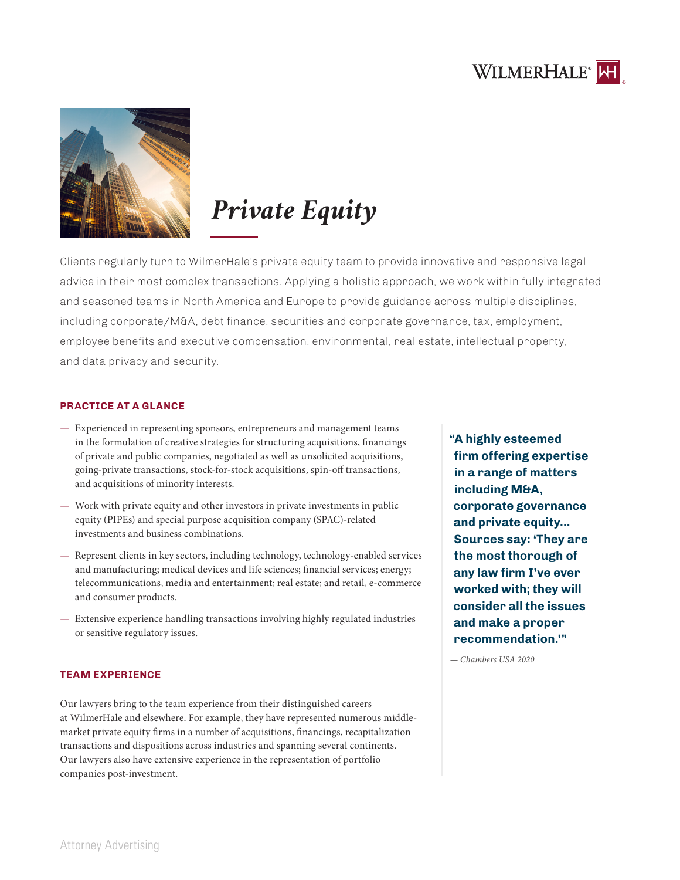WilmerHale®

# *Private Equity*

Clients regularly turn to WilmerHale's private equity team to provide innovative and responsive legal advice in their most complex transactions. Applying a holistic approach, we work within fully integrated and seasoned teams in North America and Europe to provide guidance across multiple disciplines, including corporate/M&A, debt finance, securities and corporate governance, tax, employment, employee benefits and executive compensation, environmental, real estate, intellectual property, and data privacy and security.

## PRACTICE AT A GLANCE

- Experienced in representing sponsors, entrepreneurs and management teams in the formulation of creative strategies for structuring acquisitions, financings of private and public companies, negotiated as well as unsolicited acquisitions, going-private transactions, stock-for-stock acquisitions, spin-off transactions, and acquisitions of minority interests.
- Work with private equity and other investors in private investments in public equity (PIPEs) and special purpose acquisition company (SPAC)-related investments and business combinations.
- Represent clients in key sectors, including technology, technology-enabled services and manufacturing; medical devices and life sciences; financial services; energy; telecommunications, media and entertainment; real estate; and retail, e-commerce and consumer products.
- Extensive experience handling transactions involving highly regulated industries or sensitive regulatory issues.

**"A highly esteemed firm offering expertise in a range of matters including M&A, corporate governance and private equity… Sources say: 'They are the most thorough of any law firm I've ever worked with; they will consider all the issues and make a proper recommendation.'"**

*— Chambers USA 2020*

## TEAM EXPERIENCE

Our lawyers bring to the team experience from their distinguished careers at WilmerHale and elsewhere. For example, they have represented numerous middle-market private equity firms in a number of acquisitions, financings, recapitalization transactions and dispositions across industries and spanning several continents. Our lawyers also have extensive experience in the representation of portfolio companies post-investment.

Attorney Advertising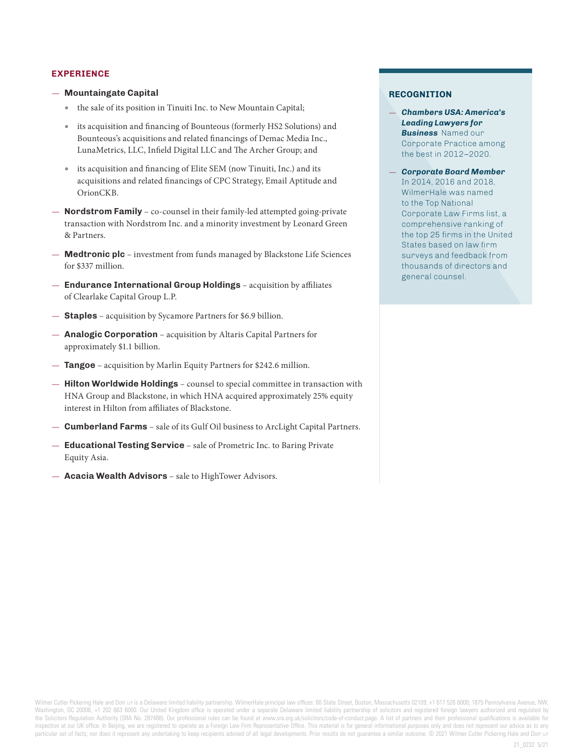## EXPERIENCE

- **Mountaingate Capital**
  - the sale of its position in Tinuiti Inc. to New Mountain Capital;
  - its acquisition and financing of Bounteous (formerly HS2 Solutions) and Bounteous's acquisitions and related financings of Demac Media Inc., LunaMetrics, LLC, Infield Digital LLC and The Archer Group; and
  - its acquisition and financing of Elite SEM (now Tinuiti, Inc.) and its acquisitions and related financings of CPC Strategy, Email Aptitude and OrionCKB.
- **Nordstrom Family** – co-counsel in their family-led attempted going-private transaction with Nordstrom Inc. and a minority investment by Leonard Green & Partners.
- **Medtronic plc** – investment from funds managed by Blackstone Life Sciences for $337 million.
- **Endurance International Group Holdings** – acquisition by affiliates of Clearlake Capital Group L.P.
- **Staples** – acquisition by Sycamore Partners for $6.9 billion.
- **Analogic Corporation** – acquisition by Altaris Capital Partners for approximately $1.1 billion.
- **Tangoe** – acquisition by Marlin Equity Partners for $242.6 million.
- **Hilton Worldwide Holdings** – counsel to special committee in transaction with HNA Group and Blackstone, in which HNA acquired approximately 25% equity interest in Hilton from affiliates of Blackstone.
- **Cumberland Farms** – sale of its Gulf Oil business to ArcLight Capital Partners.
- **Educational Testing Service** – sale of Prometric Inc. to Baring Private Equity Asia.
- **Acacia Wealth Advisors** – sale to HighTower Advisors.

## RECOGNITION

- ***Chambers USA: America's Leading Lawyers for Business*** Named our Corporate Practice among the best in 2012–2020.
- ***Corporate Board Member*** In 2014, 2016 and 2018, WilmerHale was named to the Top National Corporate Law Firms list, a comprehensive ranking of the top 25 firms in the United States based on law firm surveys and feedback from thousands of directors and general counsel.

Wilmer Cutler Pickering Hale and Dorr LLP is a Delaware limited liability partnership. WilmerHale principal law offices: 60 State Street, Boston, Massachusetts 02109, +1 617 526 6000; 1875 Pennsylvania Avenue, NW, Washington, DC 20006, +1 202 663 6000. Our United Kingdom office is operated under a separate Delaware limited liability partnership of solicitors and registered foreign lawyers authorized and regulated by the Solicitors Regulation Authority (SRA No. 287488). Our professional rules can be found at www.sra.org.uk/solicitors/code-of-conduct.page. A list of partners and their professional qualifications is available for inspection at our UK office. In Beijing, we are registered to operate as a Foreign Law Firm Representative Office. This material is for general informational purposes only and does not represent our advice as to any particular set of facts; nor does it represent any undertaking to keep recipients advised of all legal developments. Prior results do not guarantee a similar outcome. © 2021 Wilmer Cutler Pickering Hale and Dorr LLP

21_0232 5/21